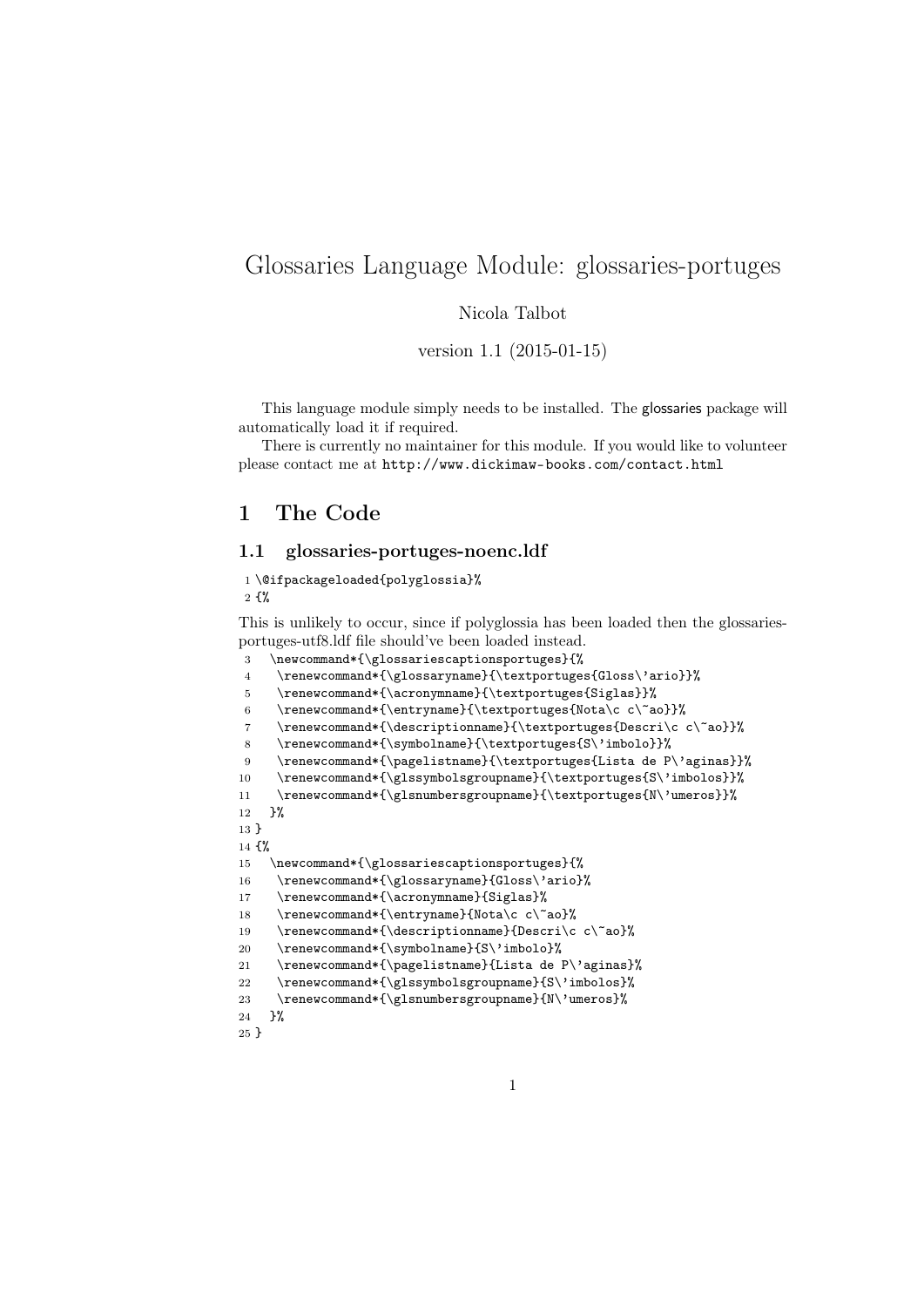# Glossaries Language Module: glossaries-portuges

Nicola Talbot

version 1.1 (2015-01-15)

This language module simply needs to be installed. The glossaries package will automatically load it if required.

There is currently no maintainer for this module. If you would like to volunteer please contact me at `http://www.dickimaw-books.com/contact.html`

## 1 The Code

### 1.1 glossaries-portuges-noenc.ldf

```
1 \@ifpackageloaded{polyglossia}%
2 {%
```

This is unlikely to occur, since if polyglossia has been loaded then the glossaries-portuges-utf8.ldf file should've been loaded instead.

```
3   \newcommand*{\glossariescaptionsportuges}{%
4    \renewcommand*{\glossaryname}{\textportuges{Gloss\'ario}}%
5    \renewcommand*{\acronymname}{\textportuges{Siglas}}%
6    \renewcommand*{\entryname}{\textportuges{Nota\c c\~ao}}%
7    \renewcommand*{\descriptionname}{\textportuges{Descri\c c\~ao}}%
8    \renewcommand*{\symbolname}{\textportuges{S\'imbolo}}%
9    \renewcommand*{\pagelistname}{\textportuges{Lista de P\'aginas}}%
10   \renewcommand*{\glssymbolsgroupname}{\textportuges{S\'imbolos}}%
11   \renewcommand*{\glsnumbersgroupname}{\textportuges{N\'umeros}}%
12  }%
13 }
14 {%
15  \newcommand*{\glossariescaptionsportuges}{%
16   \renewcommand*{\glossaryname}{Gloss\'ario}%
17   \renewcommand*{\acronymname}{Siglas}%
18   \renewcommand*{\entryname}{Nota\c c\~ao}%
19   \renewcommand*{\descriptionname}{Descri\c c\~ao}%
20   \renewcommand*{\symbolname}{S\'imbolo}%
21   \renewcommand*{\pagelistname}{Lista de P\'aginas}%
22   \renewcommand*{\glssymbolsgroupname}{S\'imbolos}%
23   \renewcommand*{\glsnumbersgroupname}{N\'umeros}%
24  }%
25 }
```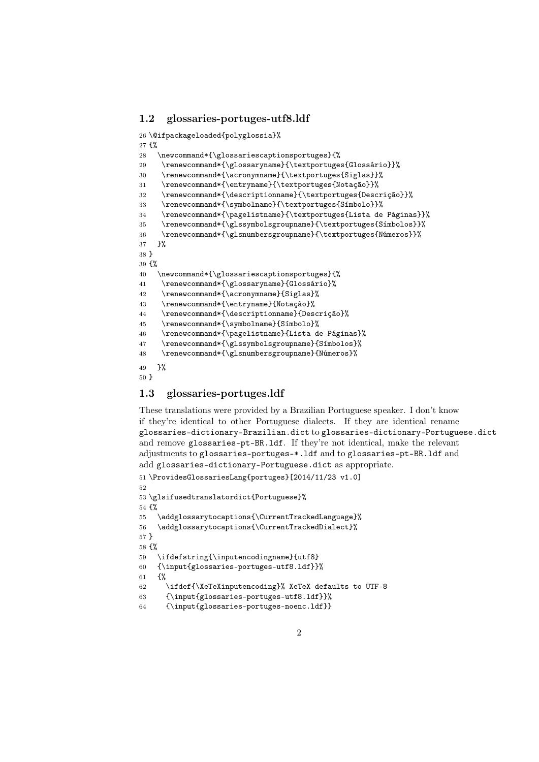## 1.2 glossaries-portuges-utf8.ldf

```
26 \@ifpackageloaded{polyglossia}%
27 {%
28   \newcommand*{\glossariescaptionsportuges}{%
29     \renewcommand*{\glossaryname}{\textportuges{Glossário}}%
30     \renewcommand*{\acronymname}{\textportuges{Siglas}}%
31     \renewcommand*{\entryname}{\textportuges{Notação}}%
32     \renewcommand*{\descriptionname}{\textportuges{Descrição}}%
33     \renewcommand*{\symbolname}{\textportuges{Símbolo}}%
34     \renewcommand*{\pagelistname}{\textportuges{Lista de Páginas}}%
35     \renewcommand*{\glssymbolsgroupname}{\textportuges{Símbolos}}%
36     \renewcommand*{\glsnumbersgroupname}{\textportuges{Números}}%
37   }%
38 }
39 {%
40   \newcommand*{\glossariescaptionsportuges}{%
41     \renewcommand*{\glossaryname}{Glossário}%
42     \renewcommand*{\acronymname}{Siglas}%
43     \renewcommand*{\entryname}{Notação}%
44     \renewcommand*{\descriptionname}{Descrição}%
45     \renewcommand*{\symbolname}{Símbolo}%
46     \renewcommand*{\pagelistname}{Lista de Páginas}%
47     \renewcommand*{\glssymbolsgroupname}{Símbolos}%
48     \renewcommand*{\glsnumbersgroupname}{Números}%
49   }%
50 }
```

## 1.3 glossaries-portuges.ldf

These translations were provided by a Brazilian Portuguese speaker. I don't know if they're identical to other Portuguese dialects. If they are identical rename `glossaries-dictionary-Brazilian.dict` to `glossaries-dictionary-Portuguese.dict` and remove `glossaries-pt-BR.ldf`. If they're not identical, make the relevant adjustments to `glossaries-portuges-*.ldf` and to `glossaries-pt-BR.ldf` and add `glossaries-dictionary-Portuguese.dict` as appropriate.

```
51 \ProvidesGlossariesLang{portuges}[2014/11/23 v1.0]
52
53 \glsifusedtranslatordict{Portuguese}%
54 {%
55   \addglossarytocaptions{\CurrentTrackedLanguage}%
56   \addglossarytocaptions{\CurrentTrackedDialect}%
57 }
58 {%
59   \ifdefstring{\inputencodingname}{utf8}
60   {\input{glossaries-portuges-utf8.ldf}}%
61   {%
62     \ifdef{\XeTeXinputencoding}% XeTeX defaults to UTF-8
63     {\input{glossaries-portuges-utf8.ldf}}%
64     {\input{glossaries-portuges-noenc.ldf}}
```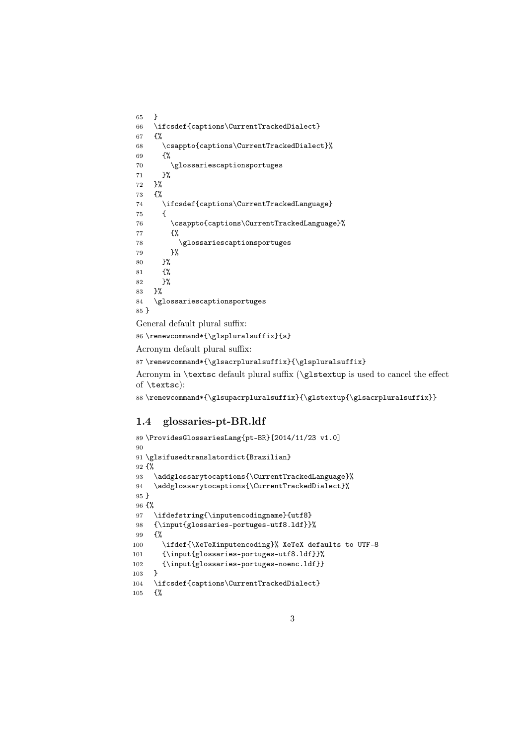```
65   }
66   \ifcsdef{captions\CurrentTrackedDialect}
67   {%
68     \csappto{captions\CurrentTrackedDialect}%
69     {%
70       \glossariescaptionsportuges
71     }%
72   }%
73   {%
74     \ifcsdef{captions\CurrentTrackedLanguage}
75     {
76       \csappto{captions\CurrentTrackedLanguage}%
77       {%
78         \glossariescaptionsportuges
79       }%
80     }%
81     {%
82     }%
83   }%
84   \glossariescaptionsportuges
85 }
```

General default plural suffix:

```
86 \renewcommand*{\glspluralsuffix}{s}
```

Acronym default plural suffix:

```
87 \renewcommand*{\glsacrpluralsuffix}{\glspluralsuffix}
```

Acronym in \textsc default plural suffix (\glstextup is used to cancel the effect of \textsc):

```
88 \renewcommand*{\glsupacrpluralsuffix}{\glstextup{\glsacrpluralsuffix}}
```

## 1.4 glossaries-pt-BR.ldf

```
89 \ProvidesGlossariesLang{pt-BR}[2014/11/23 v1.0]
90
91 \glsifusedtranslatordict{Brazilian}
92 {%
93   \addglossarytocaptions{\CurrentTrackedLanguage}%
94   \addglossarytocaptions{\CurrentTrackedDialect}%
95 }
96 {%
97   \ifdefstring{\inputencodingname}{utf8}
98   {\input{glossaries-portuges-utf8.ldf}}%
99   {%
100     \ifdef{\XeTeXinputencoding}% XeTeX defaults to UTF-8
101     {\input{glossaries-portuges-utf8.ldf}}%
102     {\input{glossaries-portuges-noenc.ldf}}
103   }
104   \ifcsdef{captions\CurrentTrackedDialect}
105   {%
```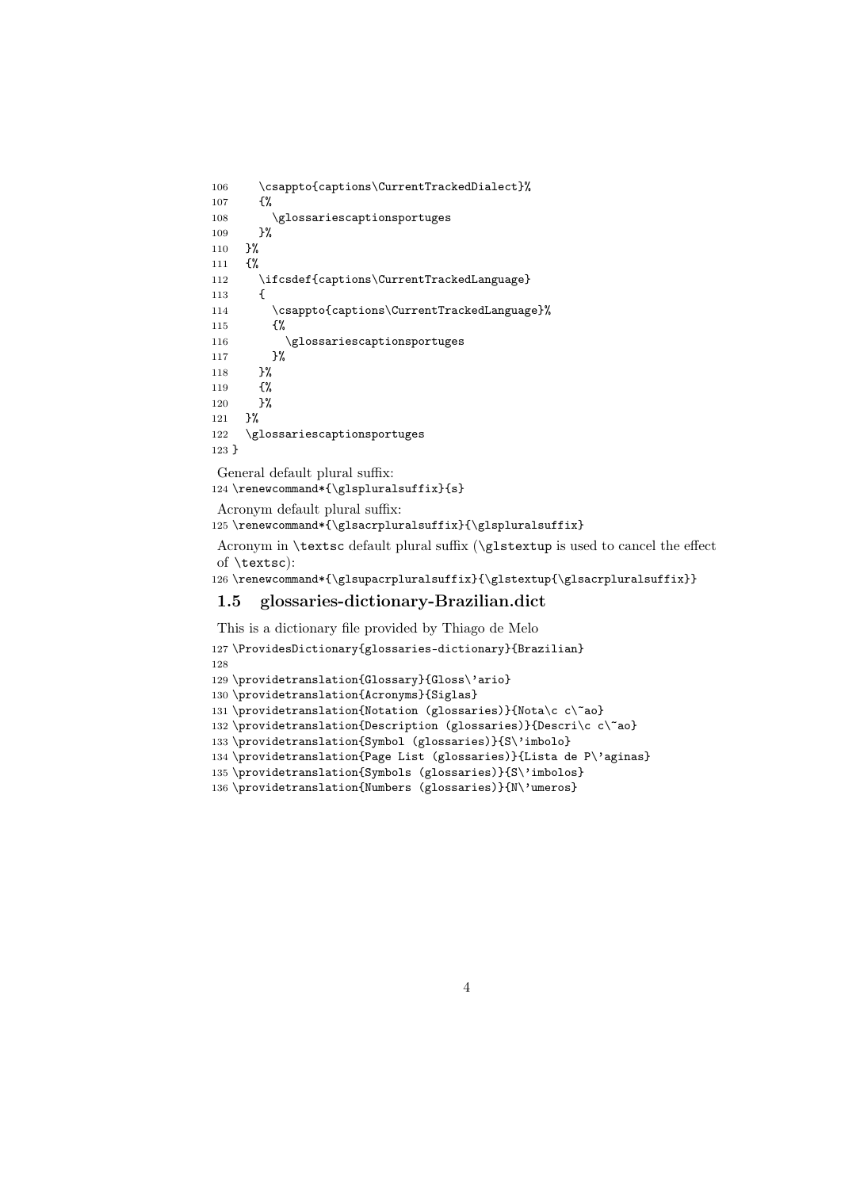```
106     \csappto{captions\CurrentTrackedDialect}%
107     {%
108       \glossariescaptionsportuges
109     }%
110   }%
111   {%
112     \ifcsdef{captions\CurrentTrackedLanguage}
113     {
114       \csappto{captions\CurrentTrackedLanguage}%
115       {%
116         \glossariescaptionsportuges
117       }%
118     }%
119     {%
120     }%
121   }%
122   \glossariescaptionsportuges
123 }
```

General default plural suffix:

```
124 \renewcommand*{\glspluralsuffix}{s}
```

Acronym default plural suffix:

```
125 \renewcommand*{\glsacrpluralsuffix}{\glspluralsuffix}
```

Acronym in `\textsc` default plural suffix (`\glstextup` is used to cancel the effect of `\textsc`):

```
126 \renewcommand*{\glsupacrpluralsuffix}{\glstextup{\glsacrpluralsuffix}}
```

## 1.5 glossaries-dictionary-Brazilian.dict

This is a dictionary file provided by Thiago de Melo

```
127 \ProvidesDictionary{glossaries-dictionary}{Brazilian}
128
129 \providetranslation{Glossary}{Gloss\'ario}
130 \providetranslation{Acronyms}{Siglas}
131 \providetranslation{Notation (glossaries)}{Nota\c c\~ao}
132 \providetranslation{Description (glossaries)}{Descri\c c\~ao}
133 \providetranslation{Symbol (glossaries)}{S\'imbolo}
134 \providetranslation{Page List (glossaries)}{Lista de P\'aginas}
135 \providetranslation{Symbols (glossaries)}{S\'imbolos}
136 \providetranslation{Numbers (glossaries)}{N\'umeros}
```